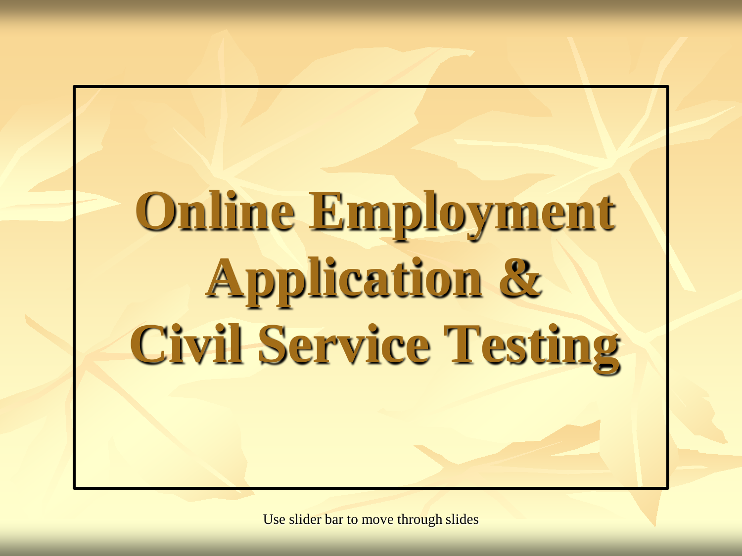# Online Employment Application & Civil Service Testing

Use slider bar to move through slides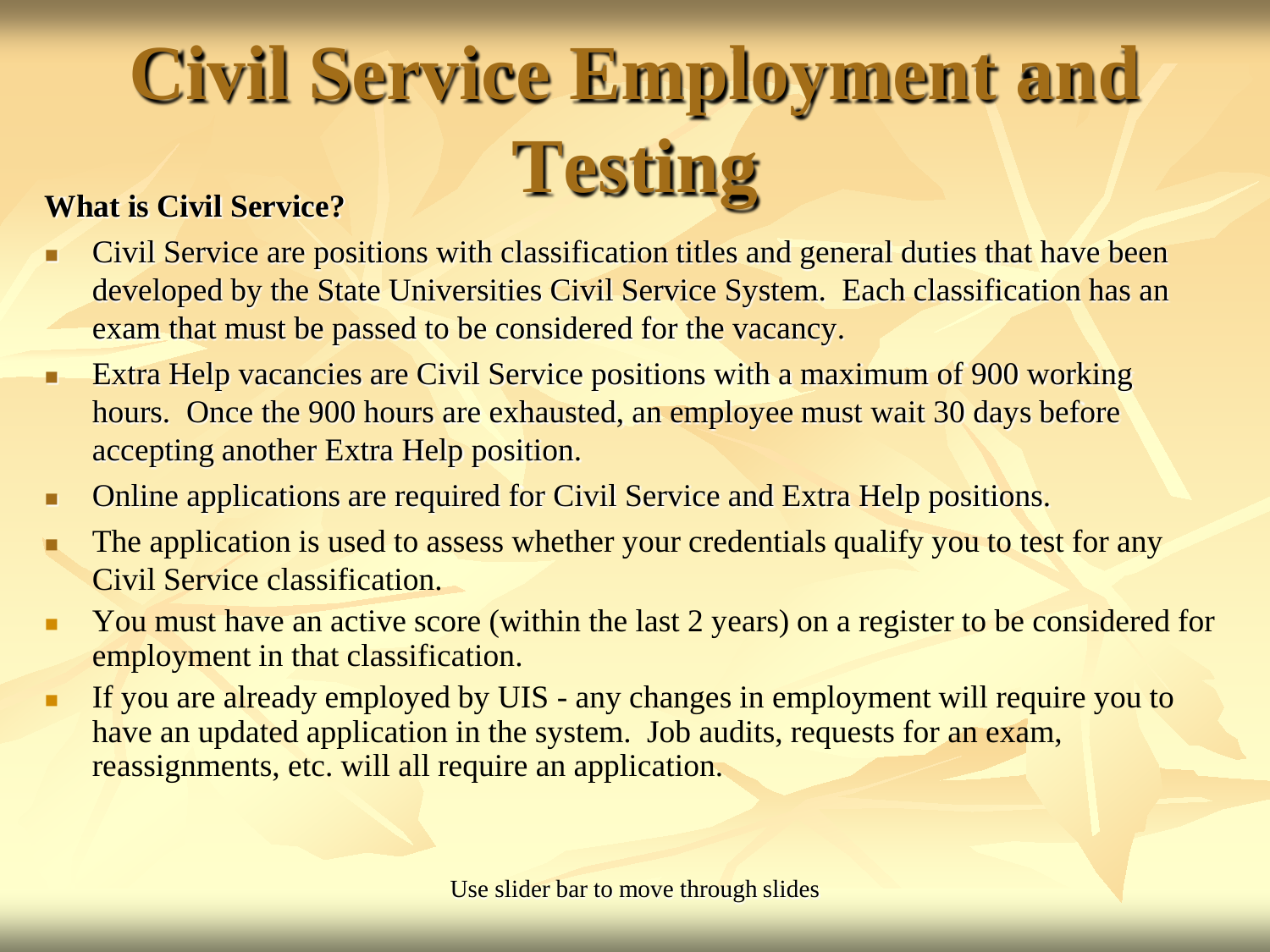# Civil Service Employment and Testing

**What is Civil Service?**

- Civil Service are positions with classification titles and general duties that have been developed by the State Universities Civil Service System. Each classification has an exam that must be passed to be considered for the vacancy.
- Extra Help vacancies are Civil Service positions with a maximum of 900 working hours. Once the 900 hours are exhausted, an employee must wait 30 days before accepting another Extra Help position.
- Online applications are required for Civil Service and Extra Help positions.
- The application is used to assess whether your credentials qualify you to test for any Civil Service classification.
- You must have an active score (within the last 2 years) on a register to be considered for employment in that classification.
- If you are already employed by UIS - any changes in employment will require you to have an updated application in the system. Job audits, requests for an exam, reassignments, etc. will all require an application.

Use slider bar to move through slides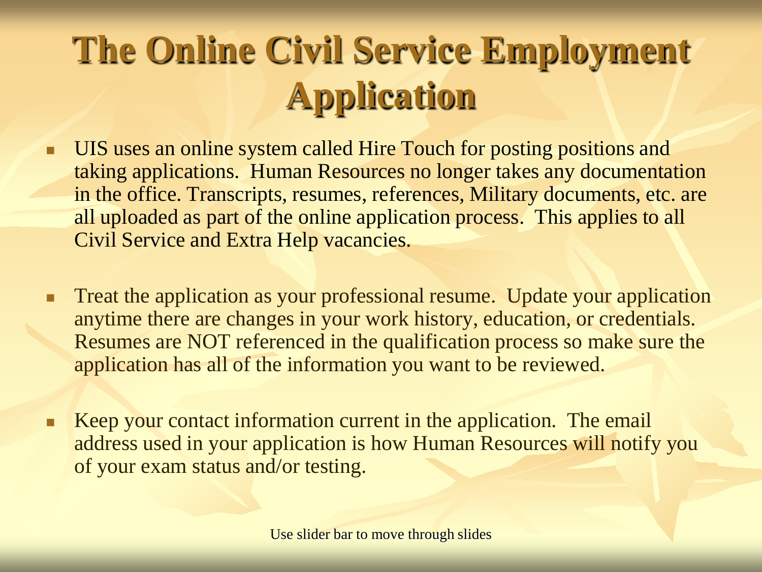# The Online Civil Service Employment Application

- UIS uses an online system called Hire Touch for posting positions and taking applications. Human Resources no longer takes any documentation in the office. Transcripts, resumes, references, Military documents, etc. are all uploaded as part of the online application process. This applies to all Civil Service and Extra Help vacancies.

- Treat the application as your professional resume. Update your application anytime there are changes in your work history, education, or credentials. Resumes are NOT referenced in the qualification process so make sure the application has all of the information you want to be reviewed.

- Keep your contact information current in the application. The email address used in your application is how Human Resources will notify you of your exam status and/or testing.

Use slider bar to move through slides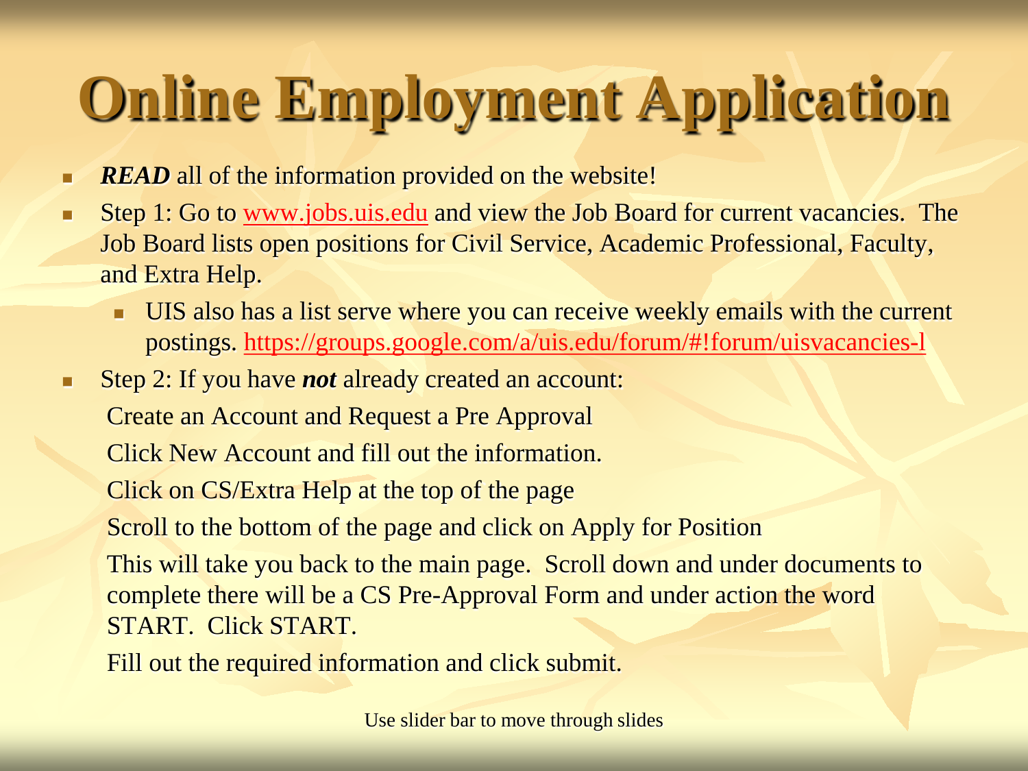# Online Employment Application

- ***READ*** all of the information provided on the website!
- Step 1: Go to www.jobs.uis.edu and view the Job Board for current vacancies. The Job Board lists open positions for Civil Service, Academic Professional, Faculty, and Extra Help.
  - UIS also has a list serve where you can receive weekly emails with the current postings. https://groups.google.com/a/uis.edu/forum/#!forum/uisvacancies-l
- Step 2: If you have ***not*** already created an account:

  Create an Account and Request a Pre Approval

  Click New Account and fill out the information.

  Click on CS/Extra Help at the top of the page

  Scroll to the bottom of the page and click on Apply for Position

  This will take you back to the main page. Scroll down and under documents to complete there will be a CS Pre-Approval Form and under action the word START. Click START.

  Fill out the required information and click submit.

Use slider bar to move through slides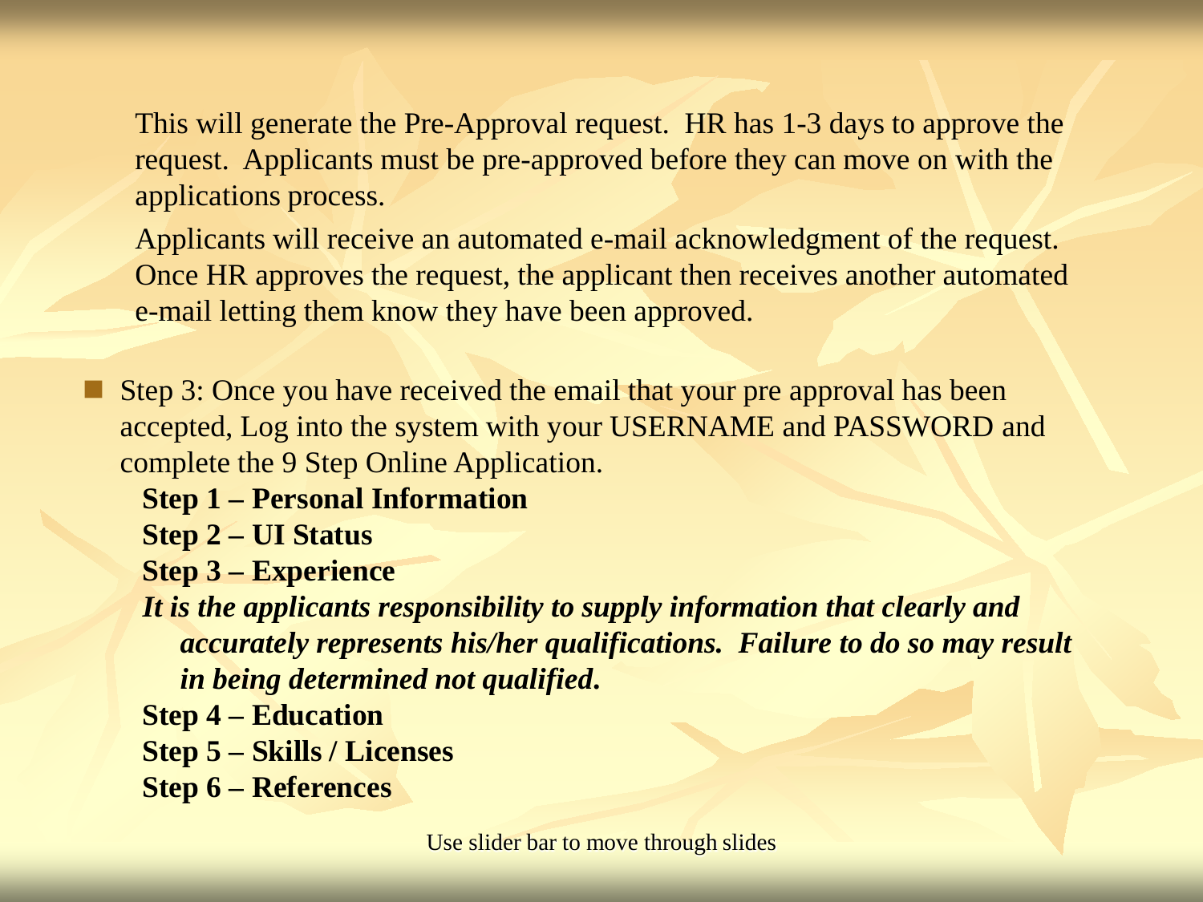This will generate the Pre-Approval request. HR has 1-3 days to approve the request. Applicants must be pre-approved before they can move on with the applications process.

Applicants will receive an automated e-mail acknowledgment of the request. Once HR approves the request, the applicant then receives another automated e-mail letting them know they have been approved.

- Step 3: Once you have received the email that your pre approval has been accepted, Log into the system with your USERNAME and PASSWORD and complete the 9 Step Online Application.

  **Step 1 – Personal Information**

  **Step 2 – UI Status**

  **Step 3 – Experience**

  ***It is the applicants responsibility to supply information that clearly and accurately represents his/her qualifications. Failure to do so may result in being determined not qualified.***

  **Step 4 – Education**

  **Step 5 – Skills / Licenses**

  **Step 6 – References**

Use slider bar to move through slides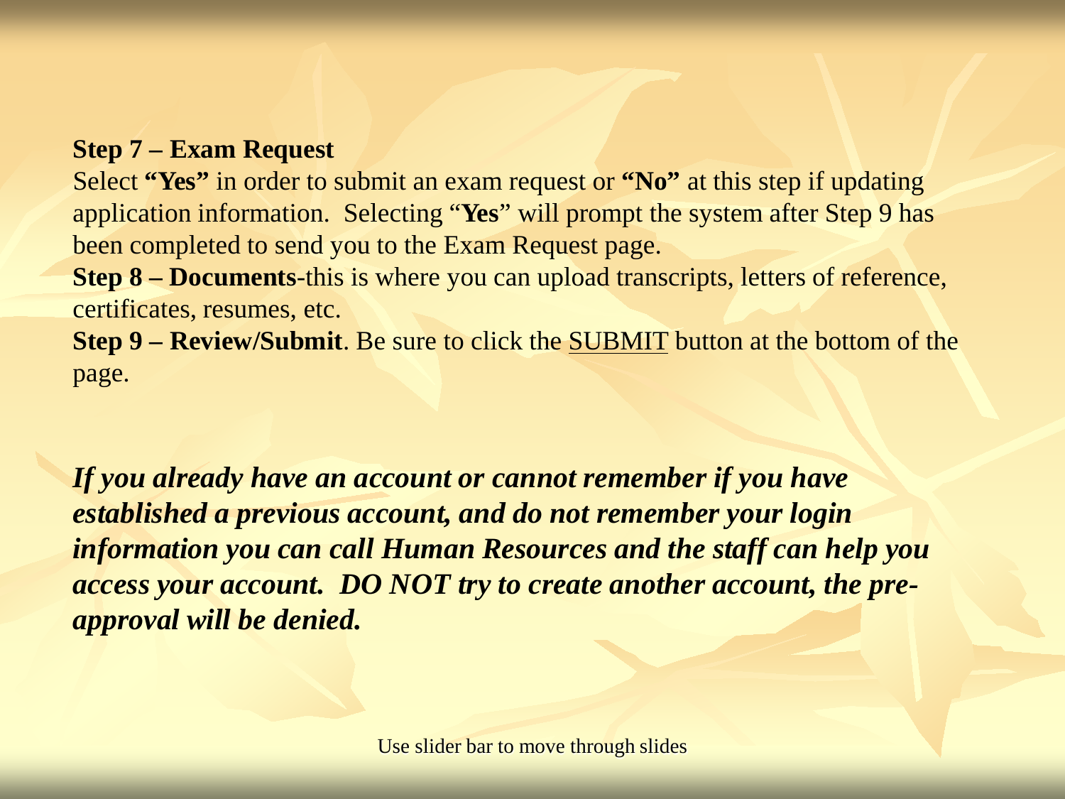**Step 7 – Exam Request**
Select **"Yes"** in order to submit an exam request or **"No"** at this step if updating application information. Selecting "**Yes**" will prompt the system after Step 9 has been completed to send you to the Exam Request page.

**Step 8 – Documents**-this is where you can upload transcripts, letters of reference, certificates, resumes, etc.

**Step 9 – Review/Submit**. Be sure to click the <u>SUBMIT</u> button at the bottom of the page.

***If you already have an account or cannot remember if you have established a previous account, and do not remember your login information you can call Human Resources and the staff can help you access your account. DO NOT try to create another account, the pre-approval will be denied.***

Use slider bar to move through slides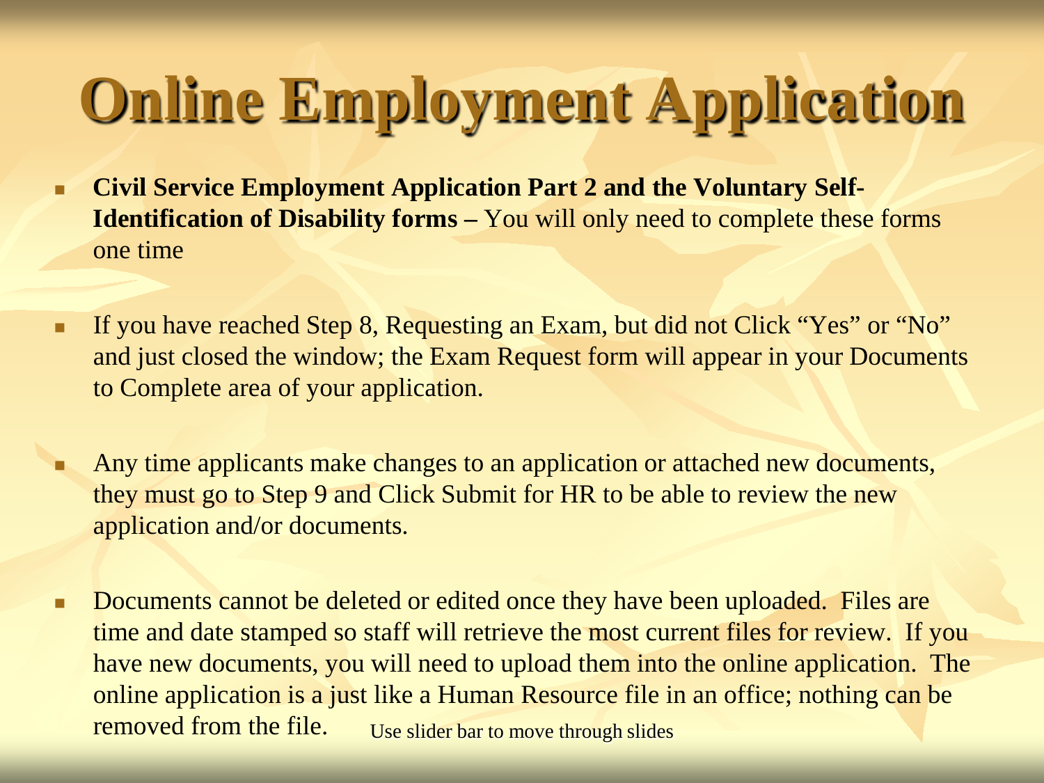# Online Employment Application

- **Civil Service Employment Application Part 2 and the Voluntary Self-Identification of Disability forms –** You will only need to complete these forms one time

- If you have reached Step 8, Requesting an Exam, but did not Click "Yes" or "No" and just closed the window; the Exam Request form will appear in your Documents to Complete area of your application.

- Any time applicants make changes to an application or attached new documents, they must go to Step 9 and Click Submit for HR to be able to review the new application and/or documents.

- Documents cannot be deleted or edited once they have been uploaded. Files are time and date stamped so staff will retrieve the most current files for review. If you have new documents, you will need to upload them into the online application. The online application is a just like a Human Resource file in an office; nothing can be removed from the file.

Use slider bar to move through slides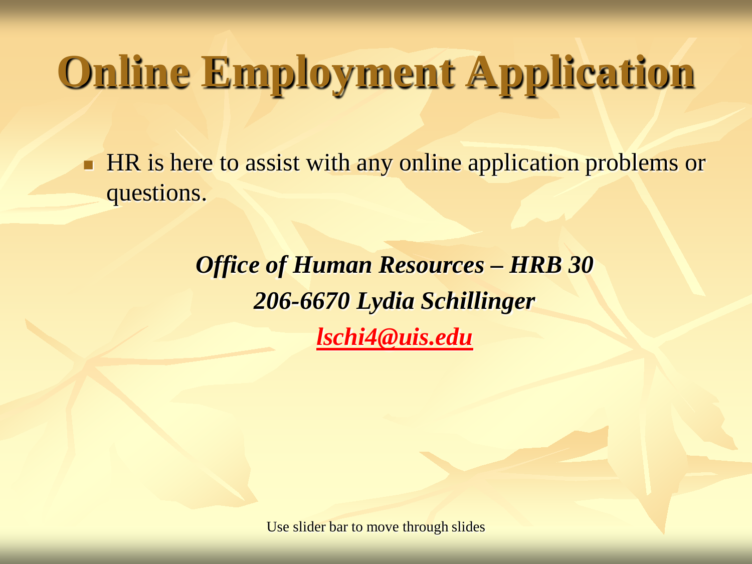# Online Employment Application

- HR is here to assist with any online application problems or questions.

***Office of Human Resources – HRB 30***

***206-6670 Lydia Schillinger***

***lschi4@uis.edu***

Use slider bar to move through slides